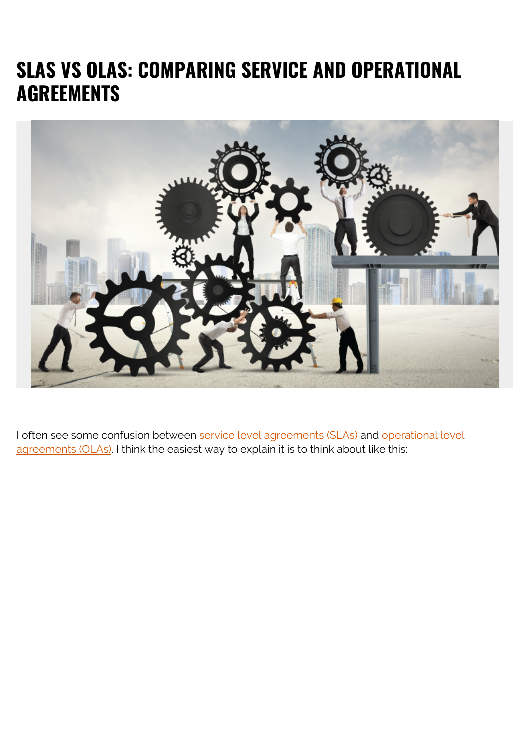# SLAS VS OLAS: COMPARING SERVICE AND OPERATIONAL AGREEMENTS

I often see some confusion between service level agreements (SLAs) and operational level agreements (OLAs). I think the easiest way to explain it is to think about like this: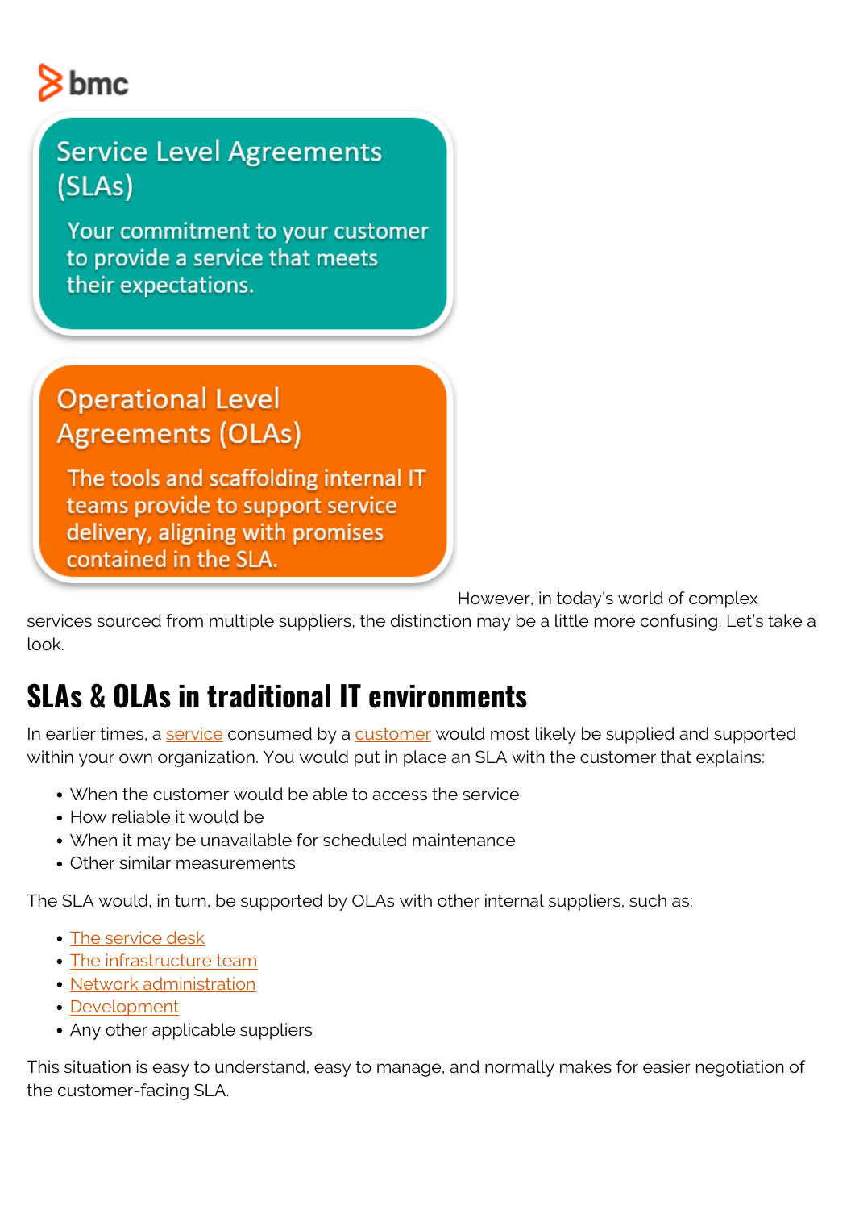Service Level Agreements (SLAs)

Your commitment to your customer to provide a service that meets their expectations.

Operational Level Agreements (OLAs)

The tools and scaffolding internal IT teams provide to support service delivery, aligning with promises contained in the SLA.

However, in today's world of complex services sourced from multiple suppliers, the distinction may be a little more confusing. Let's take a look.

## SLAs & OLAs in traditional IT environments

In earlier times, a service consumed by a customer would most likely be supplied and supported within your own organization. You would put in place an SLA with the customer that explains:

- When the customer would be able to access the service
- How reliable it would be
- When it may be unavailable for scheduled maintenance
- Other similar measurements

The SLA would, in turn, be supported by OLAs with other internal suppliers, such as:

- The service desk
- The infrastructure team
- Network administration
- Development
- Any other applicable suppliers

This situation is easy to understand, easy to manage, and normally makes for easier negotiation of the customer-facing SLA.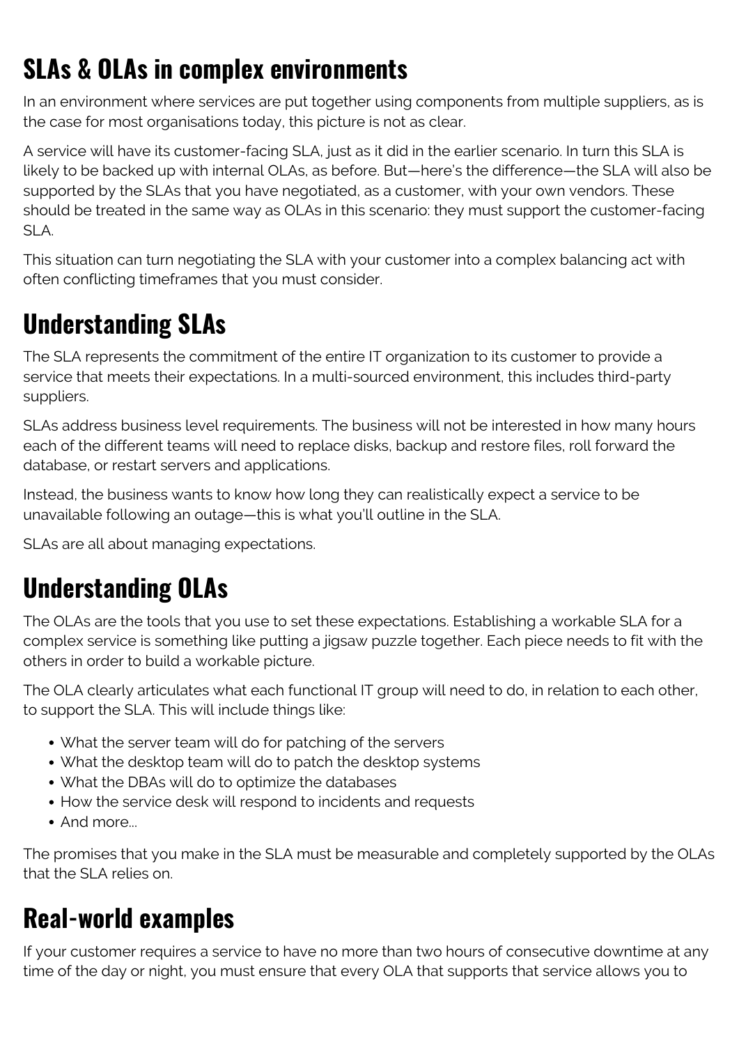## SLAs & OLAs in complex environments

In an environment where services are put together using components from multiple suppliers, as is the case for most organisations today, this picture is not as clear.

A service will have its customer-facing SLA, just as it did in the earlier scenario. In turn this SLA is likely to be backed up with internal OLAs, as before. But—here's the difference—the SLA will also be supported by the SLAs that you have negotiated, as a customer, with your own vendors. These should be treated in the same way as OLAs in this scenario: they must support the customer-facing SLA.

This situation can turn negotiating the SLA with your customer into a complex balancing act with often conflicting timeframes that you must consider.

## Understanding SLAs

The SLA represents the commitment of the entire IT organization to its customer to provide a service that meets their expectations. In a multi-sourced environment, this includes third-party suppliers.

SLAs address business level requirements. The business will not be interested in how many hours each of the different teams will need to replace disks, backup and restore files, roll forward the database, or restart servers and applications.

Instead, the business wants to know how long they can realistically expect a service to be unavailable following an outage—this is what you'll outline in the SLA.

SLAs are all about managing expectations.

## Understanding OLAs

The OLAs are the tools that you use to set these expectations. Establishing a workable SLA for a complex service is something like putting a jigsaw puzzle together. Each piece needs to fit with the others in order to build a workable picture.

The OLA clearly articulates what each functional IT group will need to do, in relation to each other, to support the SLA. This will include things like:

- What the server team will do for patching of the servers
- What the desktop team will do to patch the desktop systems
- What the DBAs will do to optimize the databases
- How the service desk will respond to incidents and requests
- And more...

The promises that you make in the SLA must be measurable and completely supported by the OLAs that the SLA relies on.

## Real-world examples

If your customer requires a service to have no more than two hours of consecutive downtime at any time of the day or night, you must ensure that every OLA that supports that service allows you to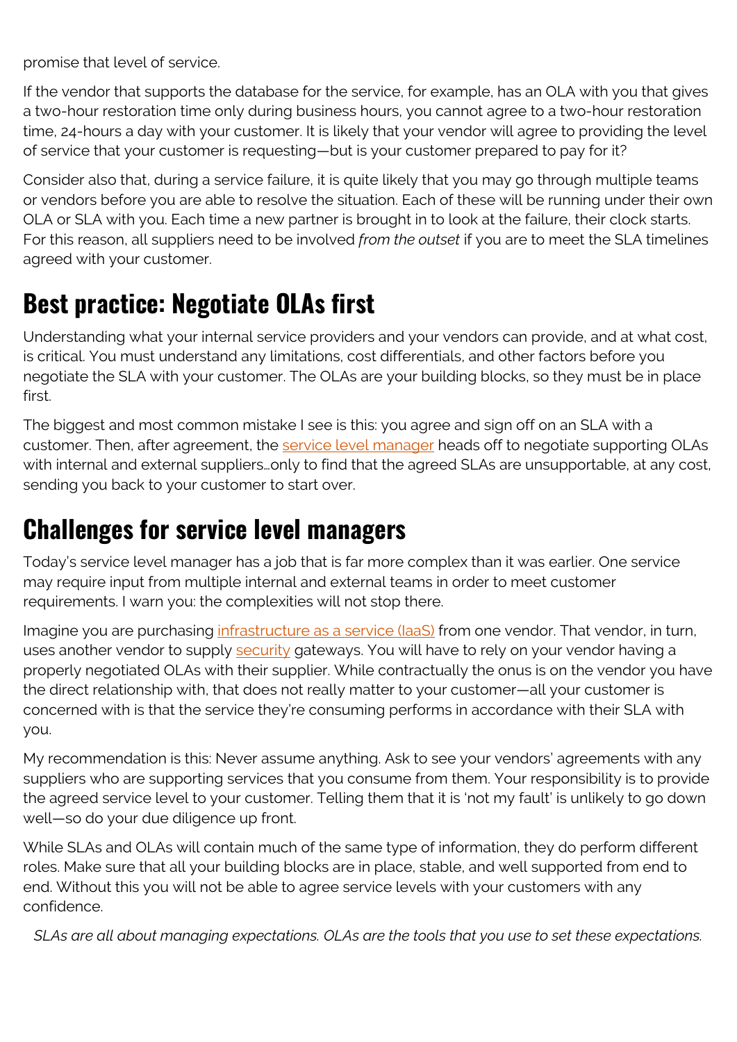promise that level of service.

If the vendor that supports the database for the service, for example, has an OLA with you that gives a two-hour restoration time only during business hours, you cannot agree to a two-hour restoration time, 24-hours a day with your customer. It is likely that your vendor will agree to providing the level of service that your customer is requesting—but is your customer prepared to pay for it?

Consider also that, during a service failure, it is quite likely that you may go through multiple teams or vendors before you are able to resolve the situation. Each of these will be running under their own OLA or SLA with you. Each time a new partner is brought in to look at the failure, their clock starts. For this reason, all suppliers need to be involved *from the outset* if you are to meet the SLA timelines agreed with your customer.

## Best practice: Negotiate OLAs first

Understanding what your internal service providers and your vendors can provide, and at what cost, is critical. You must understand any limitations, cost differentials, and other factors before you negotiate the SLA with your customer. The OLAs are your building blocks, so they must be in place first.

The biggest and most common mistake I see is this: you agree and sign off on an SLA with a customer. Then, after agreement, the service level manager heads off to negotiate supporting OLAs with internal and external suppliers…only to find that the agreed SLAs are unsupportable, at any cost, sending you back to your customer to start over.

## Challenges for service level managers

Today's service level manager has a job that is far more complex than it was earlier. One service may require input from multiple internal and external teams in order to meet customer requirements. I warn you: the complexities will not stop there.

Imagine you are purchasing infrastructure as a service (IaaS) from one vendor. That vendor, in turn, uses another vendor to supply security gateways. You will have to rely on your vendor having a properly negotiated OLAs with their supplier. While contractually the onus is on the vendor you have the direct relationship with, that does not really matter to your customer—all your customer is concerned with is that the service they're consuming performs in accordance with their SLA with you.

My recommendation is this: Never assume anything. Ask to see your vendors' agreements with any suppliers who are supporting services that you consume from them. Your responsibility is to provide the agreed service level to your customer. Telling them that it is 'not my fault' is unlikely to go down well—so do your due diligence up front.

While SLAs and OLAs will contain much of the same type of information, they do perform different roles. Make sure that all your building blocks are in place, stable, and well supported from end to end. Without this you will not be able to agree service levels with your customers with any confidence.

*SLAs are all about managing expectations. OLAs are the tools that you use to set these expectations.*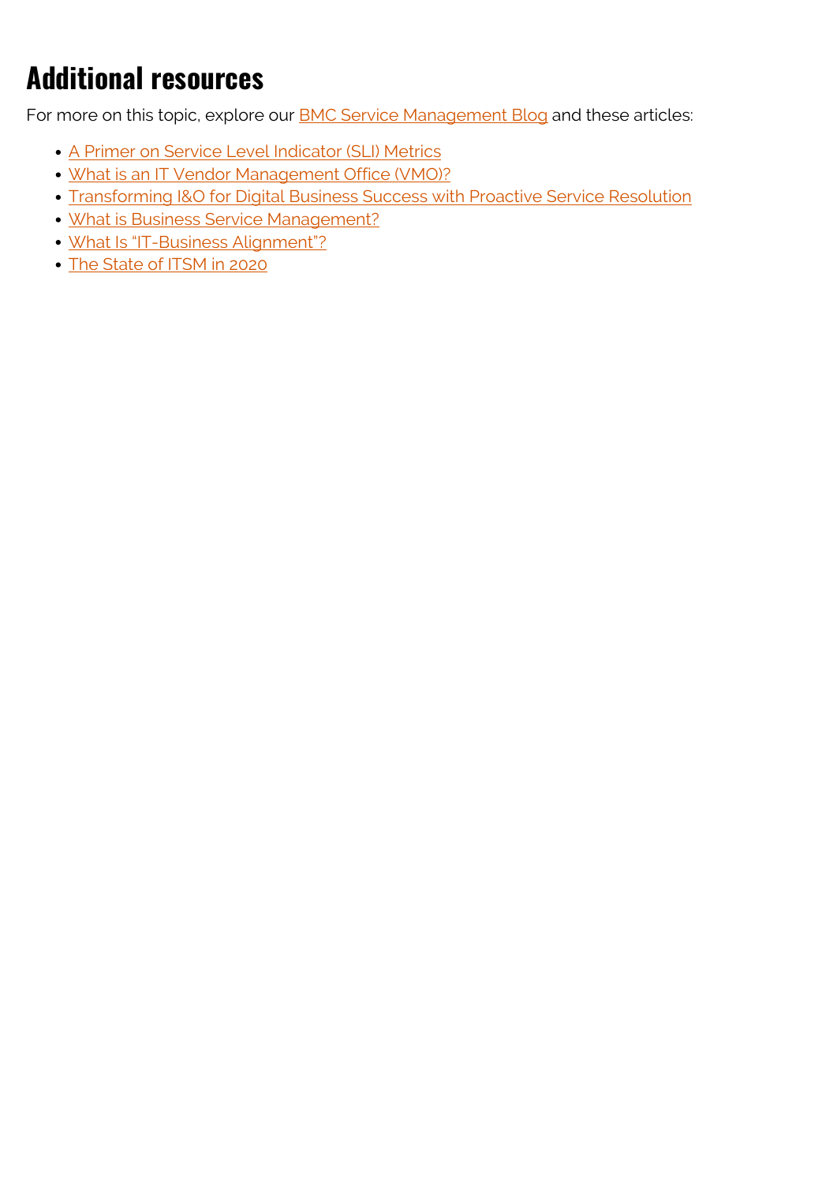## Additional resources

For more on this topic, explore our BMC Service Management Blog and these articles:

- A Primer on Service Level Indicator (SLI) Metrics
- What is an IT Vendor Management Office (VMO)?
- Transforming I&O for Digital Business Success with Proactive Service Resolution
- What is Business Service Management?
- What Is "IT-Business Alignment"?
- The State of ITSM in 2020